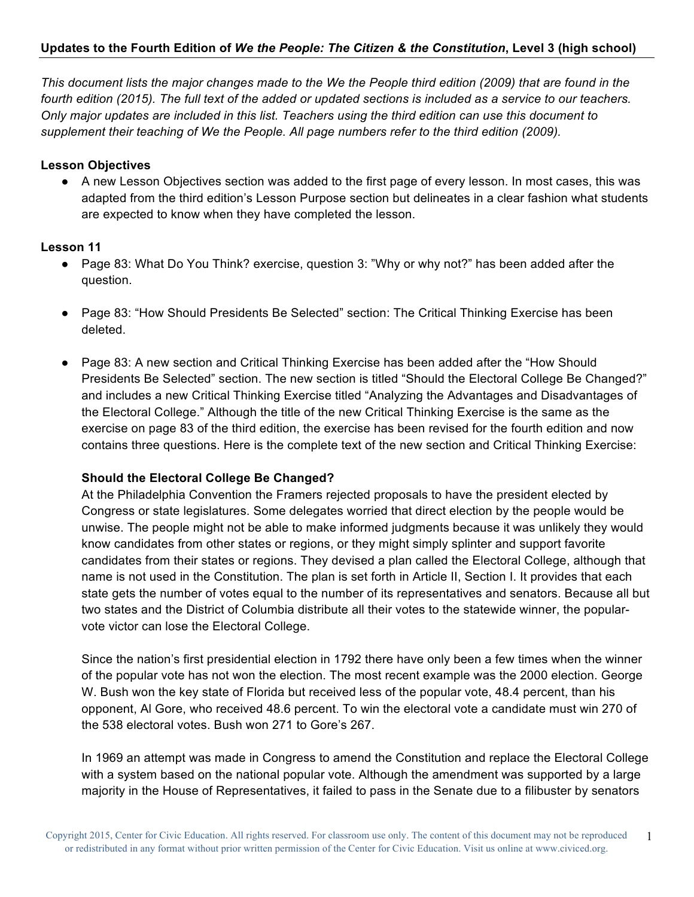**Updates to the Fourth Edition of *We the People: The Citizen & the Constitution*, Level 3 (high school)**

*This document lists the major changes made to the We the People third edition (2009) that are found in the fourth edition (2015). The full text of the added or updated sections is included as a service to our teachers. Only major updates are included in this list. Teachers using the third edition can use this document to supplement their teaching of We the People. All page numbers refer to the third edition (2009).*

**Lesson Objectives**

- A new Lesson Objectives section was added to the first page of every lesson. In most cases, this was adapted from the third edition's Lesson Purpose section but delineates in a clear fashion what students are expected to know when they have completed the lesson.

**Lesson 11**

- Page 83: What Do You Think? exercise, question 3: "Why or why not?" has been added after the question.

- Page 83: "How Should Presidents Be Selected" section: The Critical Thinking Exercise has been deleted.

- Page 83: A new section and Critical Thinking Exercise has been added after the "How Should Presidents Be Selected" section. The new section is titled "Should the Electoral College Be Changed?" and includes a new Critical Thinking Exercise titled "Analyzing the Advantages and Disadvantages of the Electoral College." Although the title of the new Critical Thinking Exercise is the same as the exercise on page 83 of the third edition, the exercise has been revised for the fourth edition and now contains three questions. Here is the complete text of the new section and Critical Thinking Exercise:

  **Should the Electoral College Be Changed?**

  At the Philadelphia Convention the Framers rejected proposals to have the president elected by Congress or state legislatures. Some delegates worried that direct election by the people would be unwise. The people might not be able to make informed judgments because it was unlikely they would know candidates from other states or regions, or they might simply splinter and support favorite candidates from their states or regions. They devised a plan called the Electoral College, although that name is not used in the Constitution. The plan is set forth in Article II, Section I. It provides that each state gets the number of votes equal to the number of its representatives and senators. Because all but two states and the District of Columbia distribute all their votes to the statewide winner, the popular-vote victor can lose the Electoral College.

  Since the nation's first presidential election in 1792 there have only been a few times when the winner of the popular vote has not won the election. The most recent example was the 2000 election. George W. Bush won the key state of Florida but received less of the popular vote, 48.4 percent, than his opponent, Al Gore, who received 48.6 percent. To win the electoral vote a candidate must win 270 of the 538 electoral votes. Bush won 271 to Gore's 267.

  In 1969 an attempt was made in Congress to amend the Constitution and replace the Electoral College with a system based on the national popular vote. Although the amendment was supported by a large majority in the House of Representatives, it failed to pass in the Senate due to a filibuster by senators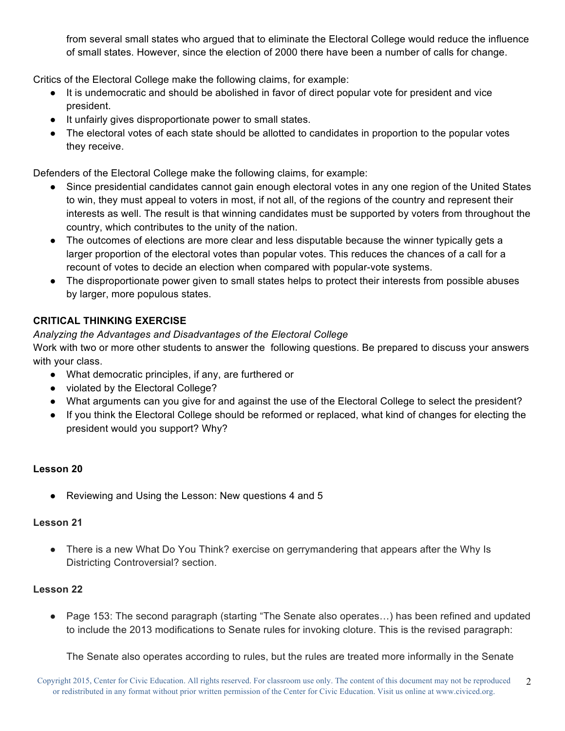from several small states who argued that to eliminate the Electoral College would reduce the influence of small states. However, since the election of 2000 there have been a number of calls for change.

Critics of the Electoral College make the following claims, for example:

- It is undemocratic and should be abolished in favor of direct popular vote for president and vice president.
- It unfairly gives disproportionate power to small states.
- The electoral votes of each state should be allotted to candidates in proportion to the popular votes they receive.

Defenders of the Electoral College make the following claims, for example:

- Since presidential candidates cannot gain enough electoral votes in any one region of the United States to win, they must appeal to voters in most, if not all, of the regions of the country and represent their interests as well. The result is that winning candidates must be supported by voters from throughout the country, which contributes to the unity of the nation.
- The outcomes of elections are more clear and less disputable because the winner typically gets a larger proportion of the electoral votes than popular votes. This reduces the chances of a call for a recount of votes to decide an election when compared with popular-vote systems.
- The disproportionate power given to small states helps to protect their interests from possible abuses by larger, more populous states.

**CRITICAL THINKING EXERCISE**

*Analyzing the Advantages and Disadvantages of the Electoral College*

Work with two or more other students to answer the following questions. Be prepared to discuss your answers with your class.

- What democratic principles, if any, are furthered or
- violated by the Electoral College?
- What arguments can you give for and against the use of the Electoral College to select the president?
- If you think the Electoral College should be reformed or replaced, what kind of changes for electing the president would you support? Why?

**Lesson 20**

- Reviewing and Using the Lesson: New questions 4 and 5

**Lesson 21**

- There is a new What Do You Think? exercise on gerrymandering that appears after the Why Is Districting Controversial? section.

**Lesson 22**

- Page 153: The second paragraph (starting "The Senate also operates…) has been refined and updated to include the 2013 modifications to Senate rules for invoking cloture. This is the revised paragraph:

  The Senate also operates according to rules, but the rules are treated more informally in the Senate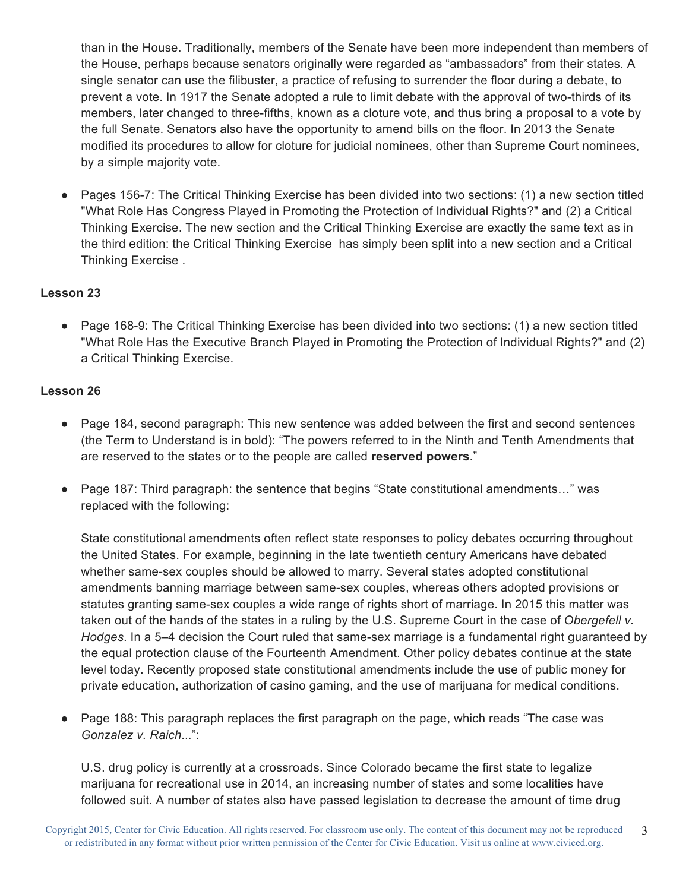than in the House. Traditionally, members of the Senate have been more independent than members of the House, perhaps because senators originally were regarded as "ambassadors" from their states. A single senator can use the filibuster, a practice of refusing to surrender the floor during a debate, to prevent a vote. In 1917 the Senate adopted a rule to limit debate with the approval of two-thirds of its members, later changed to three-fifths, known as a cloture vote, and thus bring a proposal to a vote by the full Senate. Senators also have the opportunity to amend bills on the floor. In 2013 the Senate modified its procedures to allow for cloture for judicial nominees, other than Supreme Court nominees, by a simple majority vote.

- Pages 156-7: The Critical Thinking Exercise has been divided into two sections: (1) a new section titled "What Role Has Congress Played in Promoting the Protection of Individual Rights?" and (2) a Critical Thinking Exercise. The new section and the Critical Thinking Exercise are exactly the same text as in the third edition: the Critical Thinking Exercise has simply been split into a new section and a Critical Thinking Exercise .

**Lesson 23**

- Page 168-9: The Critical Thinking Exercise has been divided into two sections: (1) a new section titled "What Role Has the Executive Branch Played in Promoting the Protection of Individual Rights?" and (2) a Critical Thinking Exercise.

**Lesson 26**

- Page 184, second paragraph: This new sentence was added between the first and second sentences (the Term to Understand is in bold): "The powers referred to in the Ninth and Tenth Amendments that are reserved to the states or to the people are called **reserved powers**."

- Page 187: Third paragraph: the sentence that begins "State constitutional amendments…" was replaced with the following:

  State constitutional amendments often reflect state responses to policy debates occurring throughout the United States. For example, beginning in the late twentieth century Americans have debated whether same-sex couples should be allowed to marry. Several states adopted constitutional amendments banning marriage between same-sex couples, whereas others adopted provisions or statutes granting same-sex couples a wide range of rights short of marriage. In 2015 this matter was taken out of the hands of the states in a ruling by the U.S. Supreme Court in the case of *Obergefell v. Hodges*. In a 5–4 decision the Court ruled that same-sex marriage is a fundamental right guaranteed by the equal protection clause of the Fourteenth Amendment. Other policy debates continue at the state level today. Recently proposed state constitutional amendments include the use of public money for private education, authorization of casino gaming, and the use of marijuana for medical conditions.

- Page 188: This paragraph replaces the first paragraph on the page, which reads "The case was *Gonzalez v. Raich*...":

  U.S. drug policy is currently at a crossroads. Since Colorado became the first state to legalize marijuana for recreational use in 2014, an increasing number of states and some localities have followed suit. A number of states also have passed legislation to decrease the amount of time drug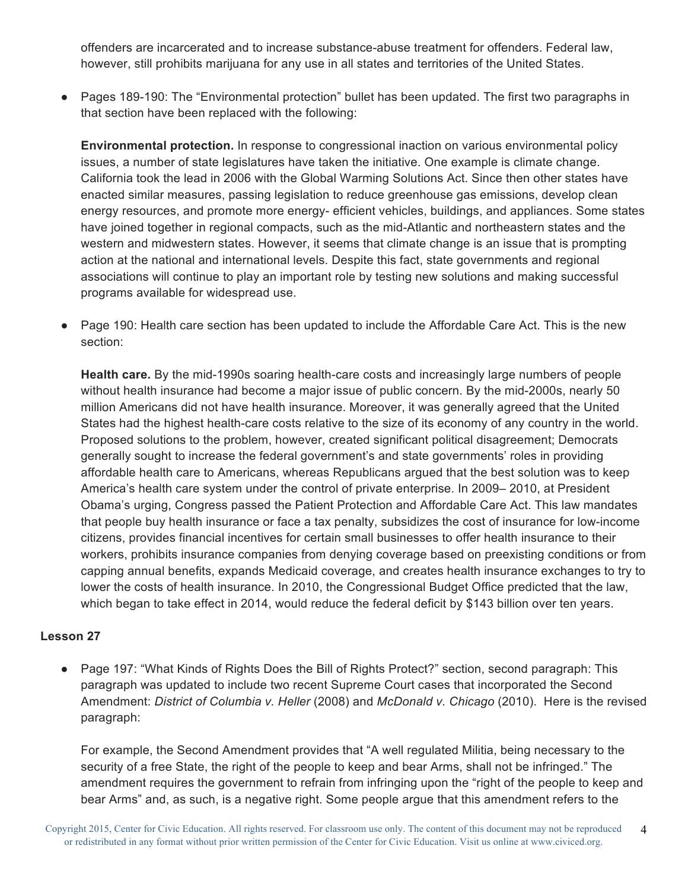offenders are incarcerated and to increase substance-abuse treatment for offenders. Federal law, however, still prohibits marijuana for any use in all states and territories of the United States.

- Pages 189-190: The "Environmental protection" bullet has been updated. The first two paragraphs in that section have been replaced with the following:

  **Environmental protection.** In response to congressional inaction on various environmental policy issues, a number of state legislatures have taken the initiative. One example is climate change. California took the lead in 2006 with the Global Warming Solutions Act. Since then other states have enacted similar measures, passing legislation to reduce greenhouse gas emissions, develop clean energy resources, and promote more energy- efficient vehicles, buildings, and appliances. Some states have joined together in regional compacts, such as the mid-Atlantic and northeastern states and the western and midwestern states. However, it seems that climate change is an issue that is prompting action at the national and international levels. Despite this fact, state governments and regional associations will continue to play an important role by testing new solutions and making successful programs available for widespread use.

- Page 190: Health care section has been updated to include the Affordable Care Act. This is the new section:

  **Health care.** By the mid-1990s soaring health-care costs and increasingly large numbers of people without health insurance had become a major issue of public concern. By the mid-2000s, nearly 50 million Americans did not have health insurance. Moreover, it was generally agreed that the United States had the highest health-care costs relative to the size of its economy of any country in the world. Proposed solutions to the problem, however, created significant political disagreement; Democrats generally sought to increase the federal government's and state governments' roles in providing affordable health care to Americans, whereas Republicans argued that the best solution was to keep America's health care system under the control of private enterprise. In 2009– 2010, at President Obama's urging, Congress passed the Patient Protection and Affordable Care Act. This law mandates that people buy health insurance or face a tax penalty, subsidizes the cost of insurance for low-income citizens, provides financial incentives for certain small businesses to offer health insurance to their workers, prohibits insurance companies from denying coverage based on preexisting conditions or from capping annual benefits, expands Medicaid coverage, and creates health insurance exchanges to try to lower the costs of health insurance. In 2010, the Congressional Budget Office predicted that the law, which began to take effect in 2014, would reduce the federal deficit by $143 billion over ten years.

### Lesson 27

- Page 197: "What Kinds of Rights Does the Bill of Rights Protect?" section, second paragraph: This paragraph was updated to include two recent Supreme Court cases that incorporated the Second Amendment: *District of Columbia v. Heller* (2008) and *McDonald v. Chicago* (2010). Here is the revised paragraph:

  For example, the Second Amendment provides that "A well regulated Militia, being necessary to the security of a free State, the right of the people to keep and bear Arms, shall not be infringed." The amendment requires the government to refrain from infringing upon the "right of the people to keep and bear Arms" and, as such, is a negative right. Some people argue that this amendment refers to the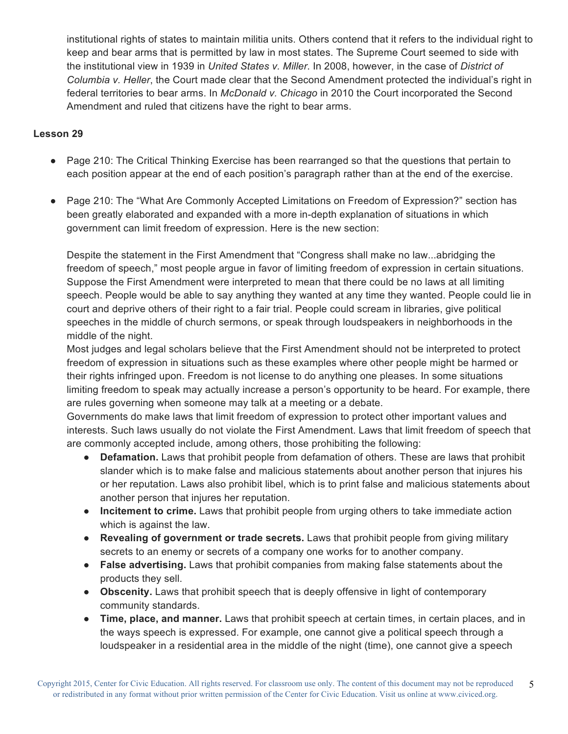institutional rights of states to maintain militia units. Others contend that it refers to the individual right to keep and bear arms that is permitted by law in most states. The Supreme Court seemed to side with the institutional view in 1939 in *United States v. Miller*. In 2008, however, in the case of *District of Columbia v. Heller*, the Court made clear that the Second Amendment protected the individual's right in federal territories to bear arms. In *McDonald v. Chicago* in 2010 the Court incorporated the Second Amendment and ruled that citizens have the right to bear arms.

**Lesson 29**

- Page 210: The Critical Thinking Exercise has been rearranged so that the questions that pertain to each position appear at the end of each position's paragraph rather than at the end of the exercise.

- Page 210: The "What Are Commonly Accepted Limitations on Freedom of Expression?" section has been greatly elaborated and expanded with a more in-depth explanation of situations in which government can limit freedom of expression. Here is the new section:

  Despite the statement in the First Amendment that "Congress shall make no law...abridging the freedom of speech," most people argue in favor of limiting freedom of expression in certain situations. Suppose the First Amendment were interpreted to mean that there could be no laws at all limiting speech. People would be able to say anything they wanted at any time they wanted. People could lie in court and deprive others of their right to a fair trial. People could scream in libraries, give political speeches in the middle of church sermons, or speak through loudspeakers in neighborhoods in the middle of the night.

  Most judges and legal scholars believe that the First Amendment should not be interpreted to protect freedom of expression in situations such as these examples where other people might be harmed or their rights infringed upon. Freedom is not license to do anything one pleases. In some situations limiting freedom to speak may actually increase a person's opportunity to be heard. For example, there are rules governing when someone may talk at a meeting or a debate.

  Governments do make laws that limit freedom of expression to protect other important values and interests. Such laws usually do not violate the First Amendment. Laws that limit freedom of speech that are commonly accepted include, among others, those prohibiting the following:

  - **Defamation.** Laws that prohibit people from defamation of others. These are laws that prohibit slander which is to make false and malicious statements about another person that injures his or her reputation. Laws also prohibit libel, which is to print false and malicious statements about another person that injures her reputation.
  - **Incitement to crime.** Laws that prohibit people from urging others to take immediate action which is against the law.
  - **Revealing of government or trade secrets.** Laws that prohibit people from giving military secrets to an enemy or secrets of a company one works for to another company.
  - **False advertising.** Laws that prohibit companies from making false statements about the products they sell.
  - **Obscenity.** Laws that prohibit speech that is deeply offensive in light of contemporary community standards.
  - **Time, place, and manner.** Laws that prohibit speech at certain times, in certain places, and in the ways speech is expressed. For example, one cannot give a political speech through a loudspeaker in a residential area in the middle of the night (time), one cannot give a speech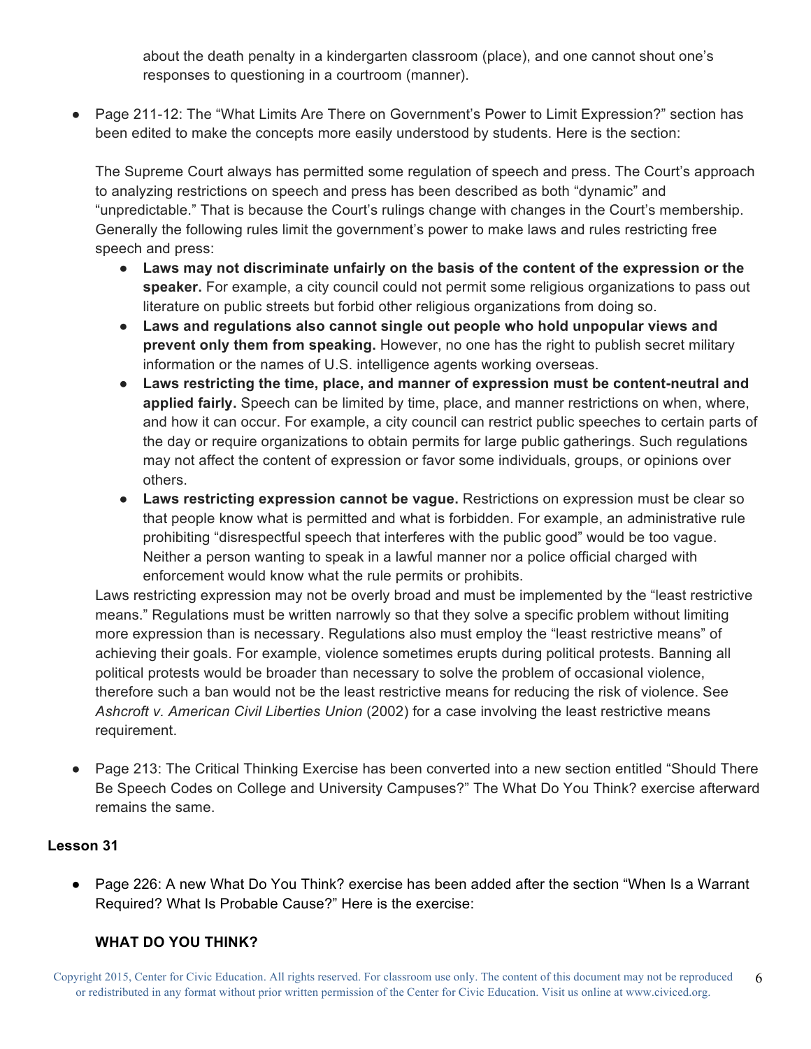about the death penalty in a kindergarten classroom (place), and one cannot shout one's responses to questioning in a courtroom (manner).

- Page 211-12: The "What Limits Are There on Government's Power to Limit Expression?" section has been edited to make the concepts more easily understood by students. Here is the section:

  The Supreme Court always has permitted some regulation of speech and press. The Court's approach to analyzing restrictions on speech and press has been described as both "dynamic" and "unpredictable." That is because the Court's rulings change with changes in the Court's membership. Generally the following rules limit the government's power to make laws and rules restricting free speech and press:

  - **Laws may not discriminate unfairly on the basis of the content of the expression or the speaker.** For example, a city council could not permit some religious organizations to pass out literature on public streets but forbid other religious organizations from doing so.
  - **Laws and regulations also cannot single out people who hold unpopular views and prevent only them from speaking.** However, no one has the right to publish secret military information or the names of U.S. intelligence agents working overseas.
  - **Laws restricting the time, place, and manner of expression must be content-neutral and applied fairly.** Speech can be limited by time, place, and manner restrictions on when, where, and how it can occur. For example, a city council can restrict public speeches to certain parts of the day or require organizations to obtain permits for large public gatherings. Such regulations may not affect the content of expression or favor some individuals, groups, or opinions over others.
  - **Laws restricting expression cannot be vague.** Restrictions on expression must be clear so that people know what is permitted and what is forbidden. For example, an administrative rule prohibiting "disrespectful speech that interferes with the public good" would be too vague. Neither a person wanting to speak in a lawful manner nor a police official charged with enforcement would know what the rule permits or prohibits.

  Laws restricting expression may not be overly broad and must be implemented by the "least restrictive means." Regulations must be written narrowly so that they solve a specific problem without limiting more expression than is necessary. Regulations also must employ the "least restrictive means" of achieving their goals. For example, violence sometimes erupts during political protests. Banning all political protests would be broader than necessary to solve the problem of occasional violence, therefore such a ban would not be the least restrictive means for reducing the risk of violence. See *Ashcroft v. American Civil Liberties Union* (2002) for a case involving the least restrictive means requirement.

- Page 213: The Critical Thinking Exercise has been converted into a new section entitled "Should There Be Speech Codes on College and University Campuses?" The What Do You Think? exercise afterward remains the same.

**Lesson 31**

- Page 226: A new What Do You Think? exercise has been added after the section "When Is a Warrant Required? What Is Probable Cause?" Here is the exercise:

  **WHAT DO YOU THINK?**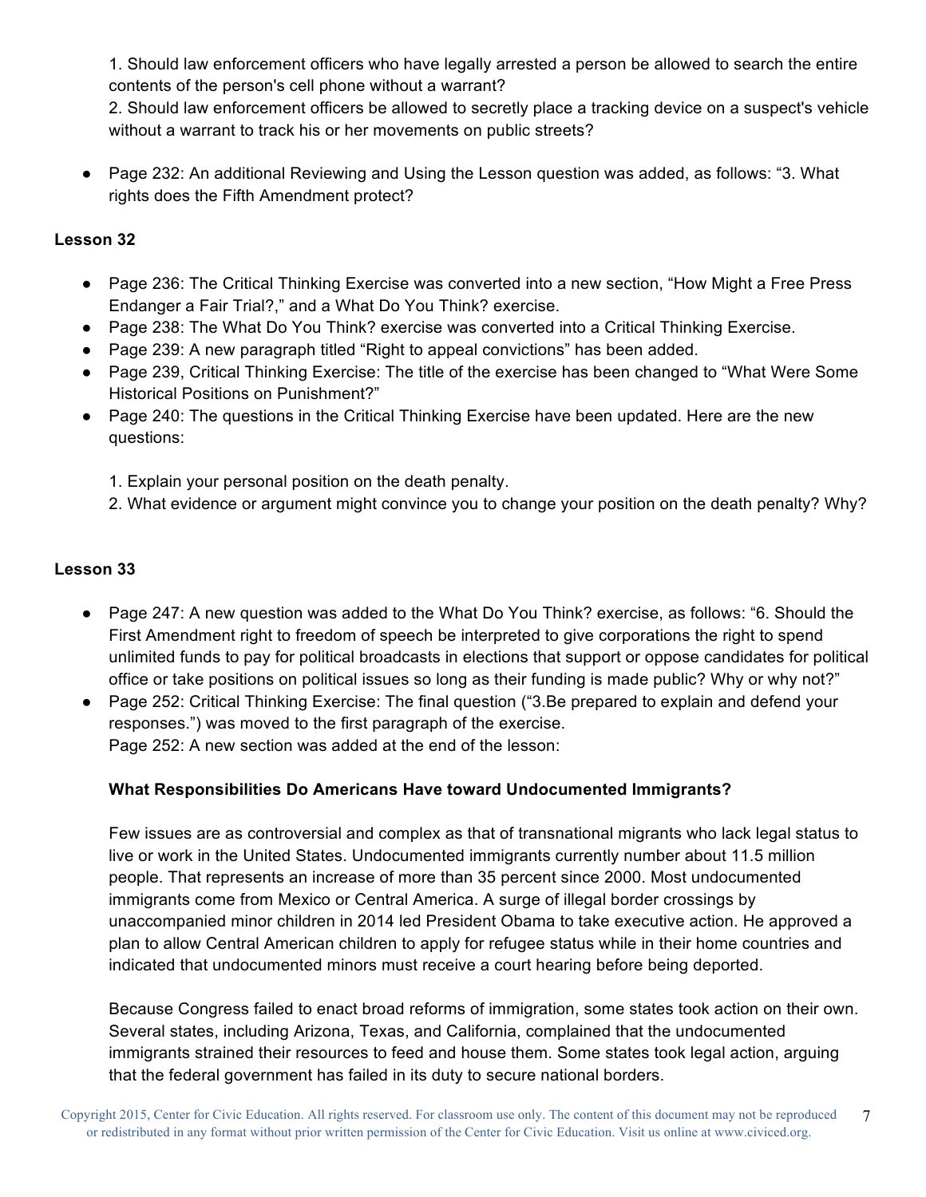1. Should law enforcement officers who have legally arrested a person be allowed to search the entire contents of the person's cell phone without a warrant?
2. Should law enforcement officers be allowed to secretly place a tracking device on a suspect's vehicle without a warrant to track his or her movements on public streets?

- Page 232: An additional Reviewing and Using the Lesson question was added, as follows: "3. What rights does the Fifth Amendment protect?

**Lesson 32**

- Page 236: The Critical Thinking Exercise was converted into a new section, "How Might a Free Press Endanger a Fair Trial?," and a What Do You Think? exercise.
- Page 238: The What Do You Think? exercise was converted into a Critical Thinking Exercise.
- Page 239: A new paragraph titled "Right to appeal convictions" has been added.
- Page 239, Critical Thinking Exercise: The title of the exercise has been changed to "What Were Some Historical Positions on Punishment?"
- Page 240: The questions in the Critical Thinking Exercise have been updated. Here are the new questions:

   1. Explain your personal position on the death penalty.
   2. What evidence or argument might convince you to change your position on the death penalty? Why?

**Lesson 33**

- Page 247: A new question was added to the What Do You Think? exercise, as follows: "6. Should the First Amendment right to freedom of speech be interpreted to give corporations the right to spend unlimited funds to pay for political broadcasts in elections that support or oppose candidates for political office or take positions on political issues so long as their funding is made public? Why or why not?"
- Page 252: Critical Thinking Exercise: The final question ("3.Be prepared to explain and defend your responses.") was moved to the first paragraph of the exercise.
  Page 252: A new section was added at the end of the lesson:

  **What Responsibilities Do Americans Have toward Undocumented Immigrants?**

  Few issues are as controversial and complex as that of transnational migrants who lack legal status to live or work in the United States. Undocumented immigrants currently number about 11.5 million people. That represents an increase of more than 35 percent since 2000. Most undocumented immigrants come from Mexico or Central America. A surge of illegal border crossings by unaccompanied minor children in 2014 led President Obama to take executive action. He approved a plan to allow Central American children to apply for refugee status while in their home countries and indicated that undocumented minors must receive a court hearing before being deported.

  Because Congress failed to enact broad reforms of immigration, some states took action on their own. Several states, including Arizona, Texas, and California, complained that the undocumented immigrants strained their resources to feed and house them. Some states took legal action, arguing that the federal government has failed in its duty to secure national borders.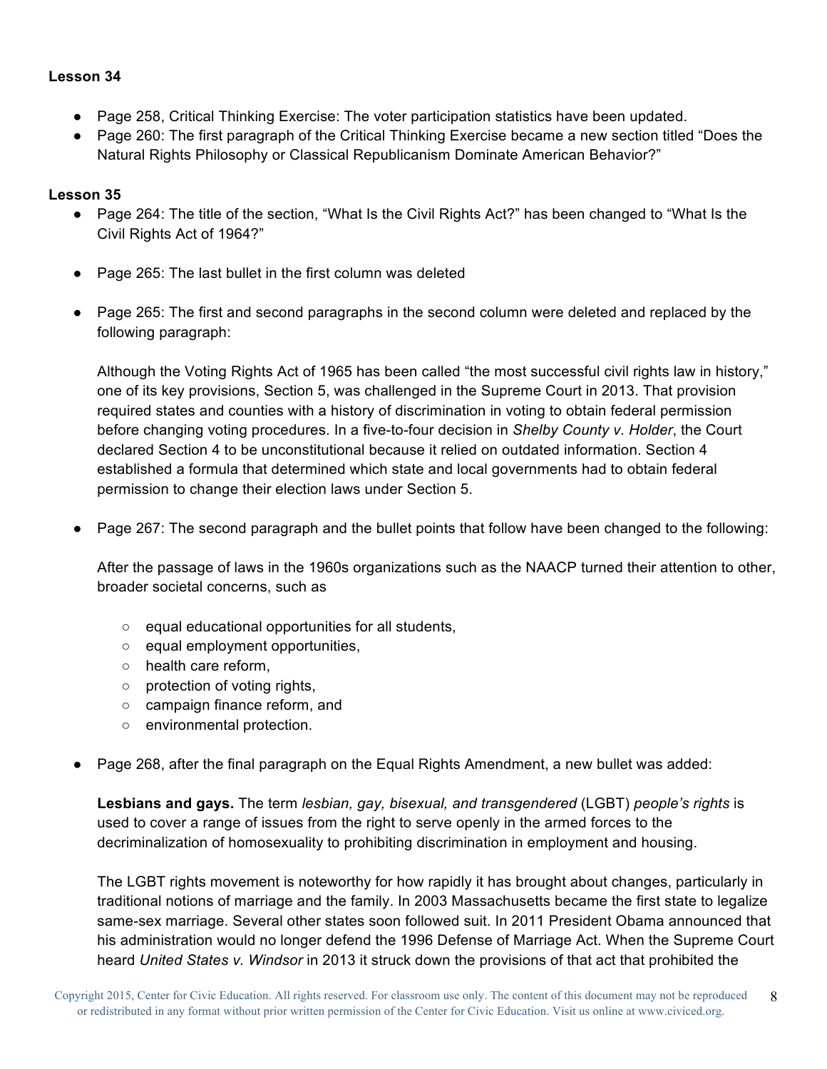**Lesson 34**

- Page 258, Critical Thinking Exercise: The voter participation statistics have been updated.
- Page 260: The first paragraph of the Critical Thinking Exercise became a new section titled "Does the Natural Rights Philosophy or Classical Republicanism Dominate American Behavior?"

**Lesson 35**

- Page 264: The title of the section, "What Is the Civil Rights Act?" has been changed to "What Is the Civil Rights Act of 1964?"

- Page 265: The last bullet in the first column was deleted

- Page 265: The first and second paragraphs in the second column were deleted and replaced by the following paragraph:

  Although the Voting Rights Act of 1965 has been called "the most successful civil rights law in history," one of its key provisions, Section 5, was challenged in the Supreme Court in 2013. That provision required states and counties with a history of discrimination in voting to obtain federal permission before changing voting procedures. In a five-to-four decision in *Shelby County v. Holder*, the Court declared Section 4 to be unconstitutional because it relied on outdated information. Section 4 established a formula that determined which state and local governments had to obtain federal permission to change their election laws under Section 5.

- Page 267: The second paragraph and the bullet points that follow have been changed to the following:

  After the passage of laws in the 1960s organizations such as the NAACP turned their attention to other, broader societal concerns, such as

  - equal educational opportunities for all students,
  - equal employment opportunities,
  - health care reform,
  - protection of voting rights,
  - campaign finance reform, and
  - environmental protection.

- Page 268, after the final paragraph on the Equal Rights Amendment, a new bullet was added:

  **Lesbians and gays.** The term *lesbian, gay, bisexual, and transgendered* (LGBT) *people's rights* is used to cover a range of issues from the right to serve openly in the armed forces to the decriminalization of homosexuality to prohibiting discrimination in employment and housing.

  The LGBT rights movement is noteworthy for how rapidly it has brought about changes, particularly in traditional notions of marriage and the family. In 2003 Massachusetts became the first state to legalize same-sex marriage. Several other states soon followed suit. In 2011 President Obama announced that his administration would no longer defend the 1996 Defense of Marriage Act. When the Supreme Court heard *United States v. Windsor* in 2013 it struck down the provisions of that act that prohibited the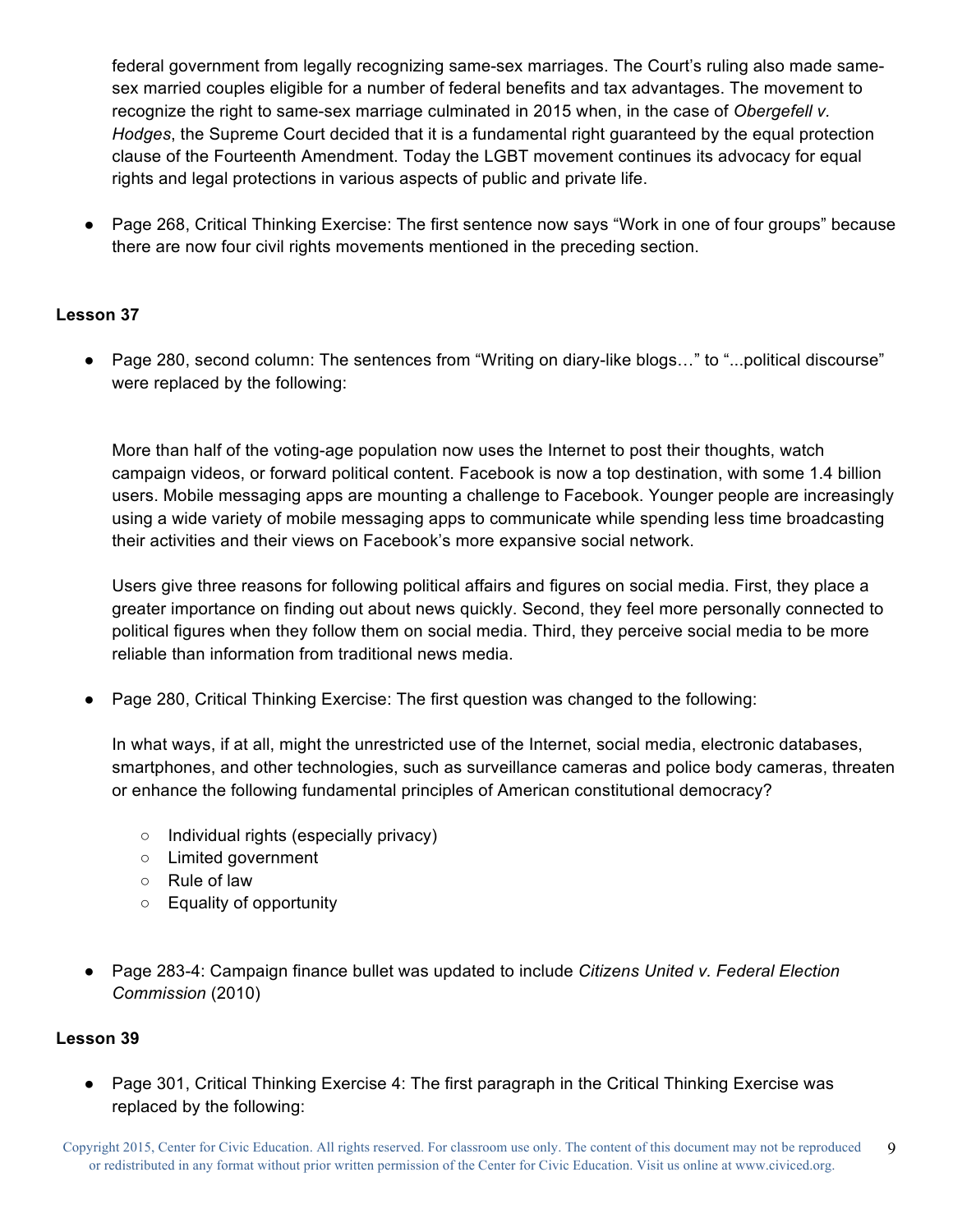federal government from legally recognizing same-sex marriages. The Court's ruling also made same-sex married couples eligible for a number of federal benefits and tax advantages. The movement to recognize the right to same-sex marriage culminated in 2015 when, in the case of *Obergefell v. Hodges*, the Supreme Court decided that it is a fundamental right guaranteed by the equal protection clause of the Fourteenth Amendment. Today the LGBT movement continues its advocacy for equal rights and legal protections in various aspects of public and private life.

- Page 268, Critical Thinking Exercise: The first sentence now says "Work in one of four groups" because there are now four civil rights movements mentioned in the preceding section.

**Lesson 37**

- Page 280, second column: The sentences from "Writing on diary-like blogs…" to "...political discourse" were replaced by the following:

  More than half of the voting-age population now uses the Internet to post their thoughts, watch campaign videos, or forward political content. Facebook is now a top destination, with some 1.4 billion users. Mobile messaging apps are mounting a challenge to Facebook. Younger people are increasingly using a wide variety of mobile messaging apps to communicate while spending less time broadcasting their activities and their views on Facebook's more expansive social network.

  Users give three reasons for following political affairs and figures on social media. First, they place a greater importance on finding out about news quickly. Second, they feel more personally connected to political figures when they follow them on social media. Third, they perceive social media to be more reliable than information from traditional news media.

- Page 280, Critical Thinking Exercise: The first question was changed to the following:

  In what ways, if at all, might the unrestricted use of the Internet, social media, electronic databases, smartphones, and other technologies, such as surveillance cameras and police body cameras, threaten or enhance the following fundamental principles of American constitutional democracy?

  - Individual rights (especially privacy)
  - Limited government
  - Rule of law
  - Equality of opportunity

- Page 283-4: Campaign finance bullet was updated to include *Citizens United v. Federal Election Commission* (2010)

**Lesson 39**

- Page 301, Critical Thinking Exercise 4: The first paragraph in the Critical Thinking Exercise was replaced by the following: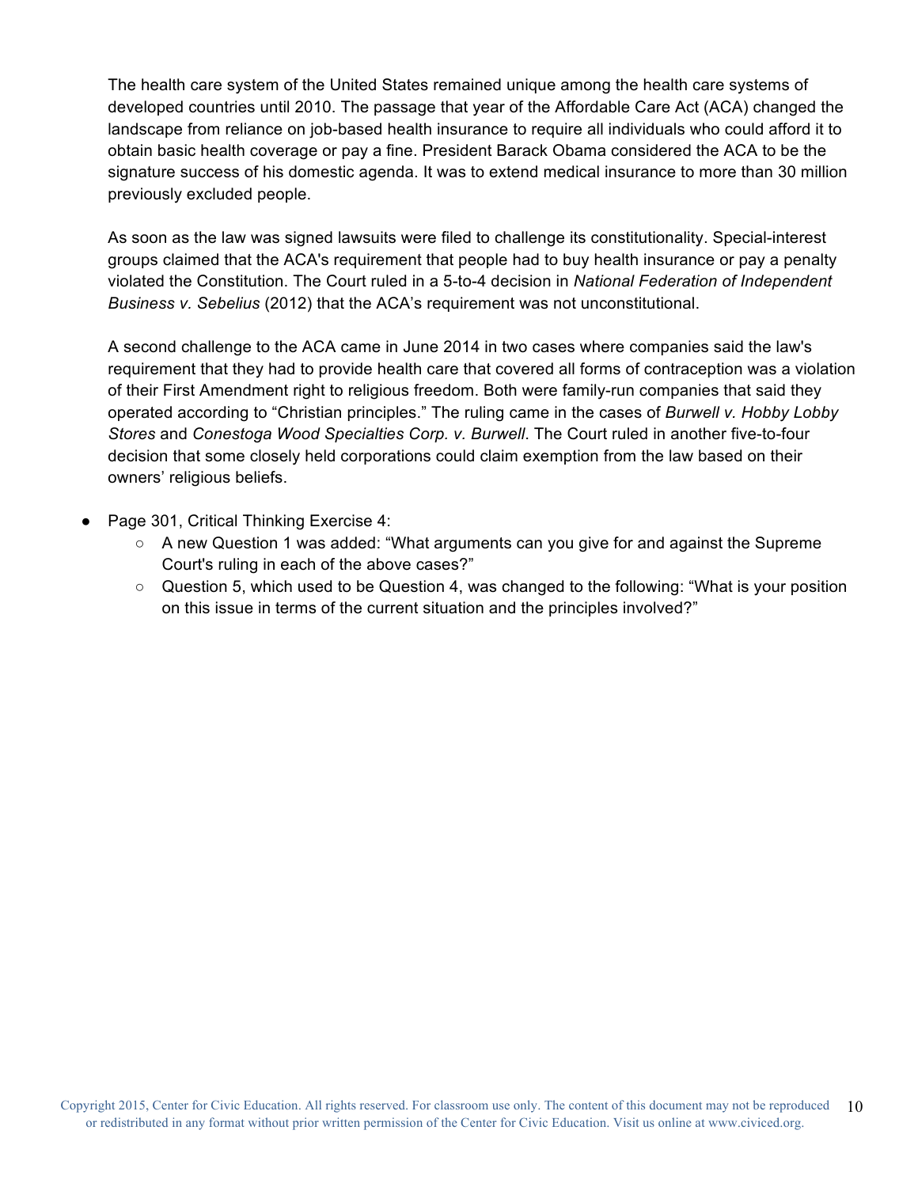The health care system of the United States remained unique among the health care systems of developed countries until 2010. The passage that year of the Affordable Care Act (ACA) changed the landscape from reliance on job-based health insurance to require all individuals who could afford it to obtain basic health coverage or pay a fine. President Barack Obama considered the ACA to be the signature success of his domestic agenda. It was to extend medical insurance to more than 30 million previously excluded people.

As soon as the law was signed lawsuits were filed to challenge its constitutionality. Special-interest groups claimed that the ACA's requirement that people had to buy health insurance or pay a penalty violated the Constitution. The Court ruled in a 5-to-4 decision in *National Federation of Independent Business v. Sebelius* (2012) that the ACA's requirement was not unconstitutional.

A second challenge to the ACA came in June 2014 in two cases where companies said the law's requirement that they had to provide health care that covered all forms of contraception was a violation of their First Amendment right to religious freedom. Both were family-run companies that said they operated according to "Christian principles." The ruling came in the cases of *Burwell v. Hobby Lobby Stores* and *Conestoga Wood Specialties Corp. v. Burwell*. The Court ruled in another five-to-four decision that some closely held corporations could claim exemption from the law based on their owners' religious beliefs.

- Page 301, Critical Thinking Exercise 4:
  - A new Question 1 was added: "What arguments can you give for and against the Supreme Court's ruling in each of the above cases?"
  - Question 5, which used to be Question 4, was changed to the following: "What is your position on this issue in terms of the current situation and the principles involved?"